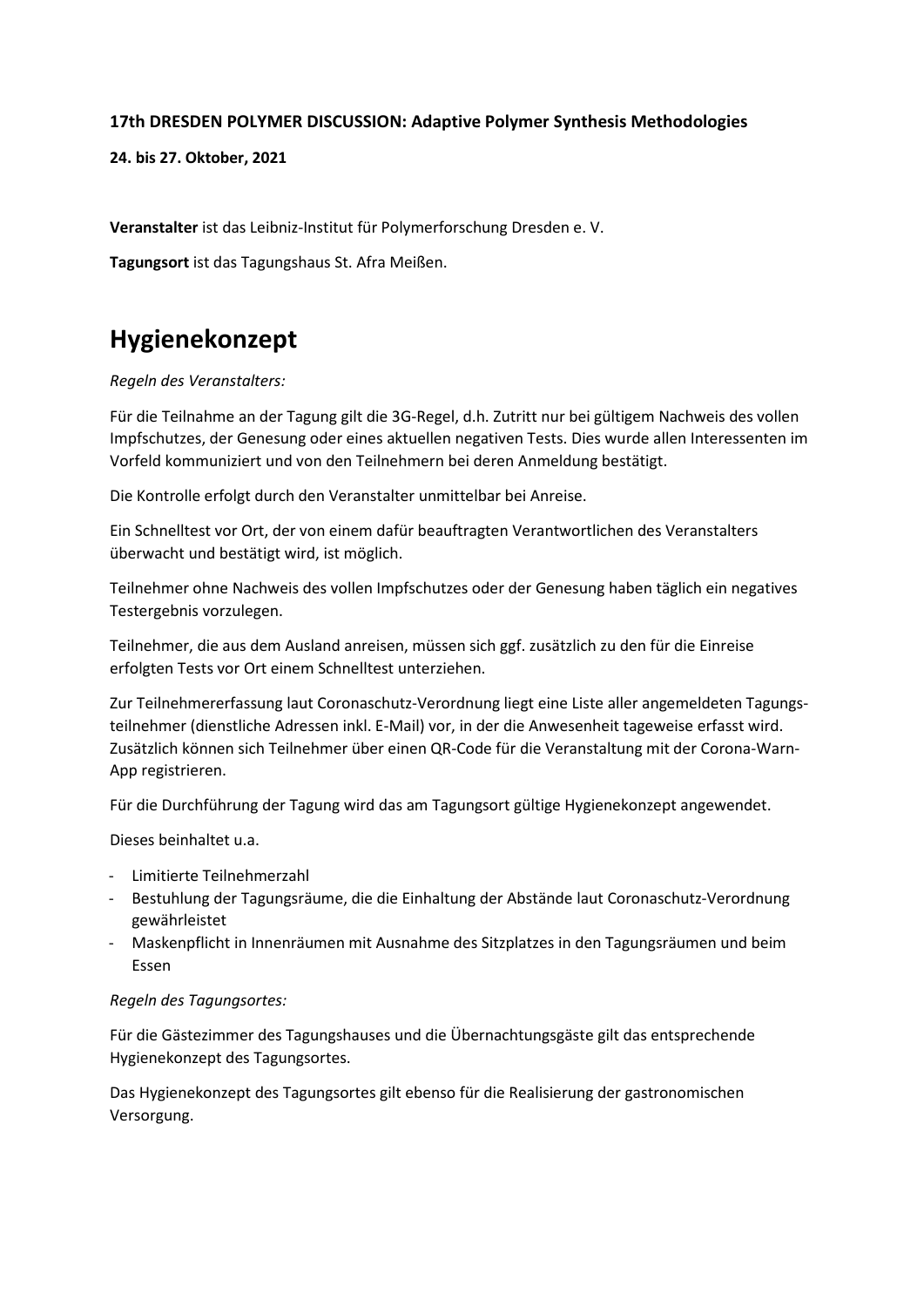**17th DRESDEN POLYMER DISCUSSION: Adaptive Polymer Synthesis Methodologies**

**24. bis 27. Oktober, 2021**

**Veranstalter** ist das Leibniz-Institut für Polymerforschung Dresden e. V.

**Tagungsort** ist das Tagungshaus St. Afra Meißen.

# Hygienekonzept

*Regeln des Veranstalters:*

Für die Teilnahme an der Tagung gilt die 3G-Regel, d.h. Zutritt nur bei gültigem Nachweis des vollen Impfschutzes, der Genesung oder eines aktuellen negativen Tests. Dies wurde allen Interessenten im Vorfeld kommuniziert und von den Teilnehmern bei deren Anmeldung bestätigt.

Die Kontrolle erfolgt durch den Veranstalter unmittelbar bei Anreise.

Ein Schnelltest vor Ort, der von einem dafür beauftragten Verantwortlichen des Veranstalters überwacht und bestätigt wird, ist möglich.

Teilnehmer ohne Nachweis des vollen Impfschutzes oder der Genesung haben täglich ein negatives Testergebnis vorzulegen.

Teilnehmer, die aus dem Ausland anreisen, müssen sich ggf. zusätzlich zu den für die Einreise erfolgten Tests vor Ort einem Schnelltest unterziehen.

Zur Teilnehmererfassung laut Coronaschutz-Verordnung liegt eine Liste aller angemeldeten Tagungsteilnehmer (dienstliche Adressen inkl. E-Mail) vor, in der die Anwesenheit tageweise erfasst wird. Zusätzlich können sich Teilnehmer über einen QR-Code für die Veranstaltung mit der Corona-Warn-App registrieren.

Für die Durchführung der Tagung wird das am Tagungsort gültige Hygienekonzept angewendet.

Dieses beinhaltet u.a.

- Limitierte Teilnehmerzahl
- Bestuhlung der Tagungsräume, die die Einhaltung der Abstände laut Coronaschutz-Verordnung gewährleistet
- Maskenpflicht in Innenräumen mit Ausnahme des Sitzplatzes in den Tagungsräumen und beim Essen

*Regeln des Tagungsortes:*

Für die Gästezimmer des Tagungshauses und die Übernachtungsgäste gilt das entsprechende Hygienekonzept des Tagungsortes.

Das Hygienekonzept des Tagungsortes gilt ebenso für die Realisierung der gastronomischen Versorgung.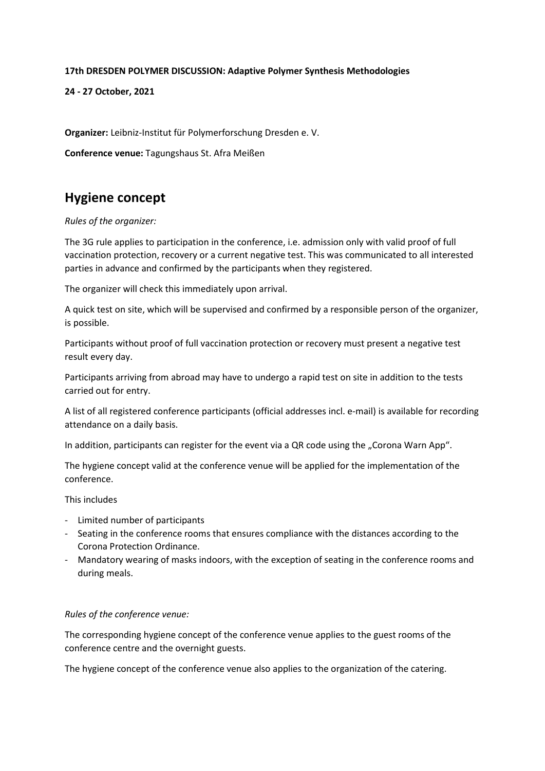**17th DRESDEN POLYMER DISCUSSION: Adaptive Polymer Synthesis Methodologies**

**24 - 27 October, 2021**

**Organizer:** Leibniz-Institut für Polymerforschung Dresden e. V.

**Conference venue:** Tagungshaus St. Afra Meißen

# Hygiene concept

*Rules of the organizer:*

The 3G rule applies to participation in the conference, i.e. admission only with valid proof of full vaccination protection, recovery or a current negative test. This was communicated to all interested parties in advance and confirmed by the participants when they registered.

The organizer will check this immediately upon arrival.

A quick test on site, which will be supervised and confirmed by a responsible person of the organizer, is possible.

Participants without proof of full vaccination protection or recovery must present a negative test result every day.

Participants arriving from abroad may have to undergo a rapid test on site in addition to the tests carried out for entry.

A list of all registered conference participants (official addresses incl. e-mail) is available for recording attendance on a daily basis.

In addition, participants can register for the event via a QR code using the „Corona Warn App".

The hygiene concept valid at the conference venue will be applied for the implementation of the conference.

This includes

- Limited number of participants
- Seating in the conference rooms that ensures compliance with the distances according to the Corona Protection Ordinance.
- Mandatory wearing of masks indoors, with the exception of seating in the conference rooms and during meals.

*Rules of the conference venue:*

The corresponding hygiene concept of the conference venue applies to the guest rooms of the conference centre and the overnight guests.

The hygiene concept of the conference venue also applies to the organization of the catering.